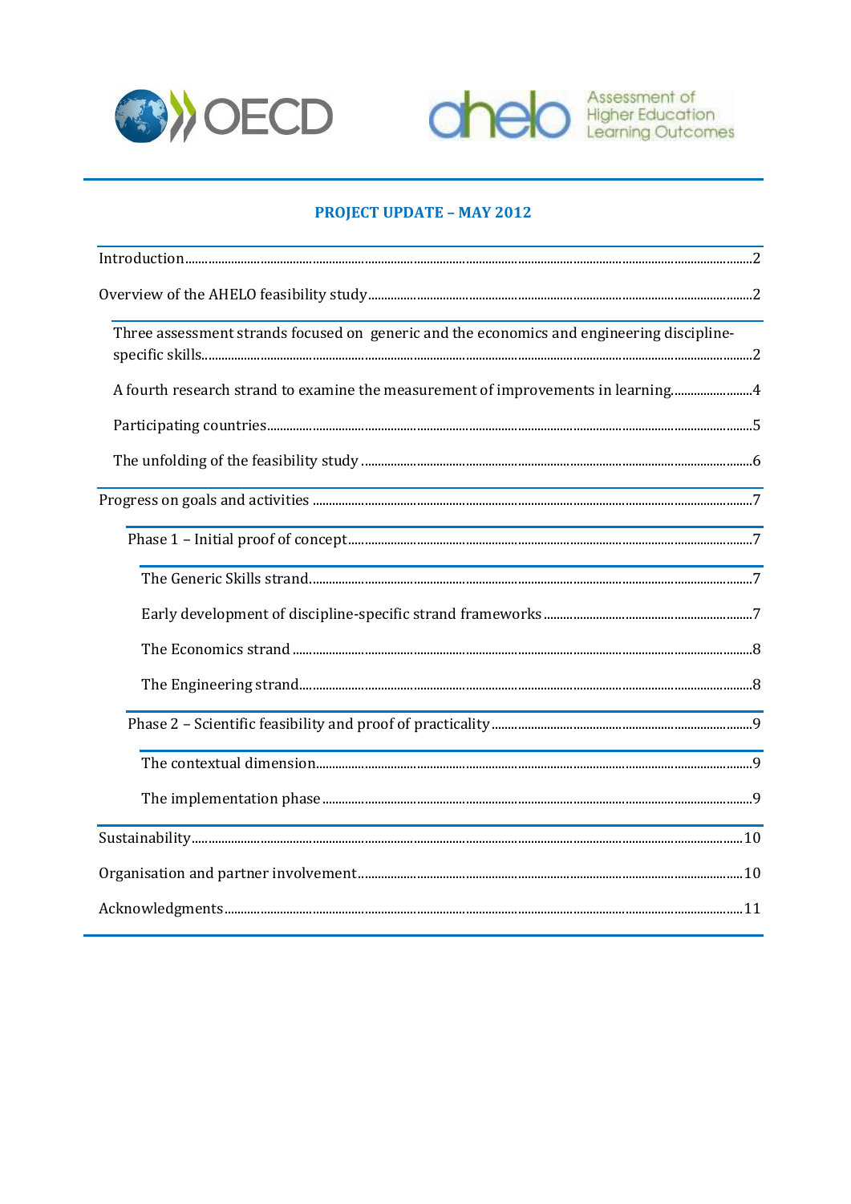OECD

ahelo Assessment of Higher Education Learning Outcomes

# PROJECT UPDATE – MAY 2012

| | |
|---|---|
| Introduction | 2 |
| Overview of the AHELO feasibility study | 2 |
| Three assessment strands focused on generic and the economics and engineering discipline-specific skills | 2 |
| A fourth research strand to examine the measurement of improvements in learning | 4 |
| Participating countries | 5 |
| The unfolding of the feasibility study | 6 |
| Progress on goals and activities | 7 |
| Phase 1 – Initial proof of concept | 7 |
| The Generic Skills strand | 7 |
| Early development of discipline-specific strand frameworks | 7 |
| The Economics strand | 8 |
| The Engineering strand | 8 |
| Phase 2 – Scientific feasibility and proof of practicality | 9 |
| The contextual dimension | 9 |
| The implementation phase | 9 |
| Sustainability | 10 |
| Organisation and partner involvement | 10 |
| Acknowledgments | 11 |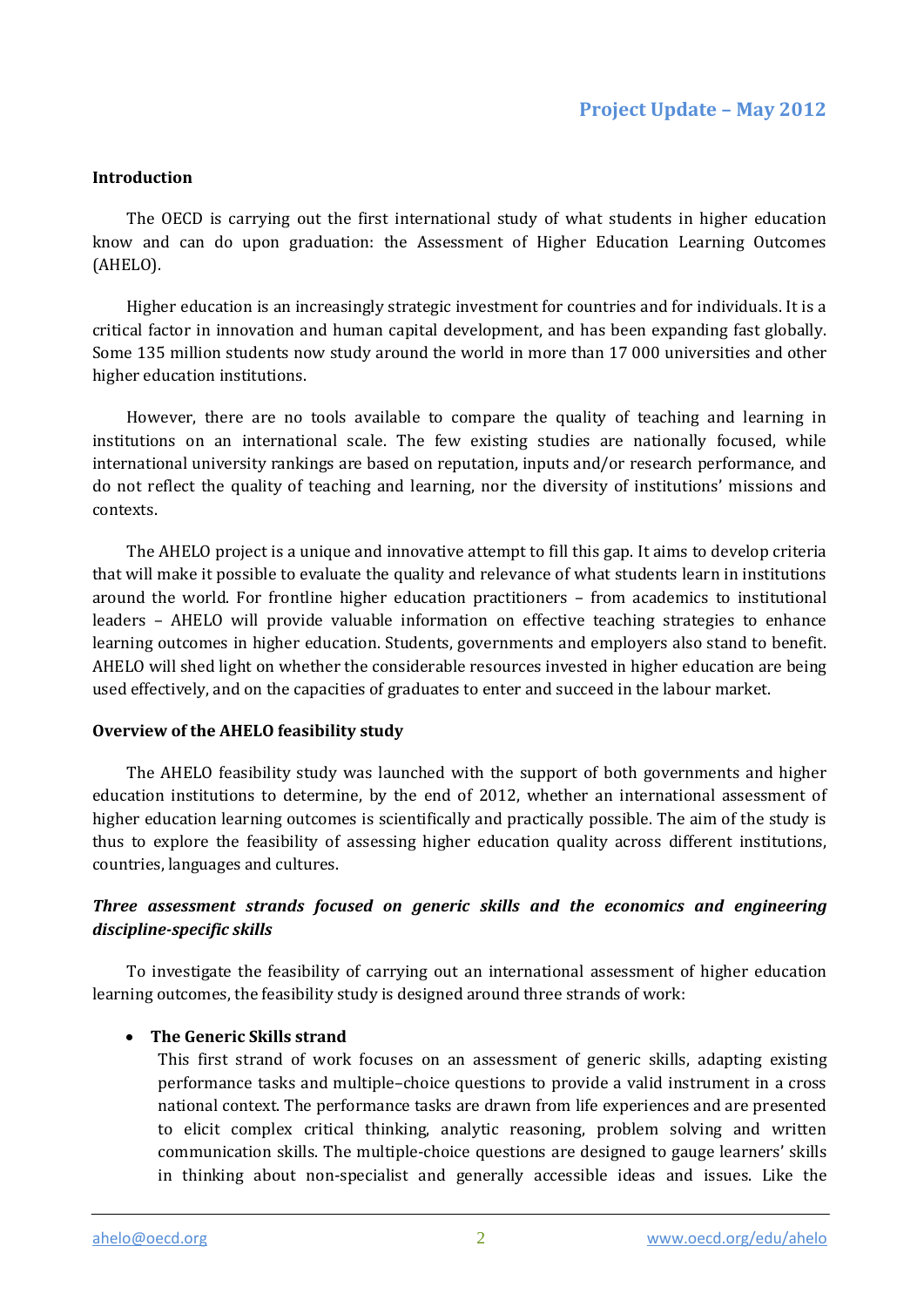## Project Update – May 2012

**Introduction**

The OECD is carrying out the first international study of what students in higher education know and can do upon graduation: the Assessment of Higher Education Learning Outcomes (AHELO).

Higher education is an increasingly strategic investment for countries and for individuals. It is a critical factor in innovation and human capital development, and has been expanding fast globally. Some 135 million students now study around the world in more than 17 000 universities and other higher education institutions.

However, there are no tools available to compare the quality of teaching and learning in institutions on an international scale. The few existing studies are nationally focused, while international university rankings are based on reputation, inputs and/or research performance, and do not reflect the quality of teaching and learning, nor the diversity of institutions' missions and contexts.

The AHELO project is a unique and innovative attempt to fill this gap. It aims to develop criteria that will make it possible to evaluate the quality and relevance of what students learn in institutions around the world. For frontline higher education practitioners – from academics to institutional leaders – AHELO will provide valuable information on effective teaching strategies to enhance learning outcomes in higher education. Students, governments and employers also stand to benefit. AHELO will shed light on whether the considerable resources invested in higher education are being used effectively, and on the capacities of graduates to enter and succeed in the labour market.

**Overview of the AHELO feasibility study**

The AHELO feasibility study was launched with the support of both governments and higher education institutions to determine, by the end of 2012, whether an international assessment of higher education learning outcomes is scientifically and practically possible. The aim of the study is thus to explore the feasibility of assessing higher education quality across different institutions, countries, languages and cultures.

***Three assessment strands focused on generic skills and the economics and engineering discipline-specific skills***

To investigate the feasibility of carrying out an international assessment of higher education learning outcomes, the feasibility study is designed around three strands of work:

- **The Generic Skills strand**
  This first strand of work focuses on an assessment of generic skills, adapting existing performance tasks and multiple–choice questions to provide a valid instrument in a cross national context. The performance tasks are drawn from life experiences and are presented to elicit complex critical thinking, analytic reasoning, problem solving and written communication skills. The multiple-choice questions are designed to gauge learners' skills in thinking about non-specialist and generally accessible ideas and issues. Like the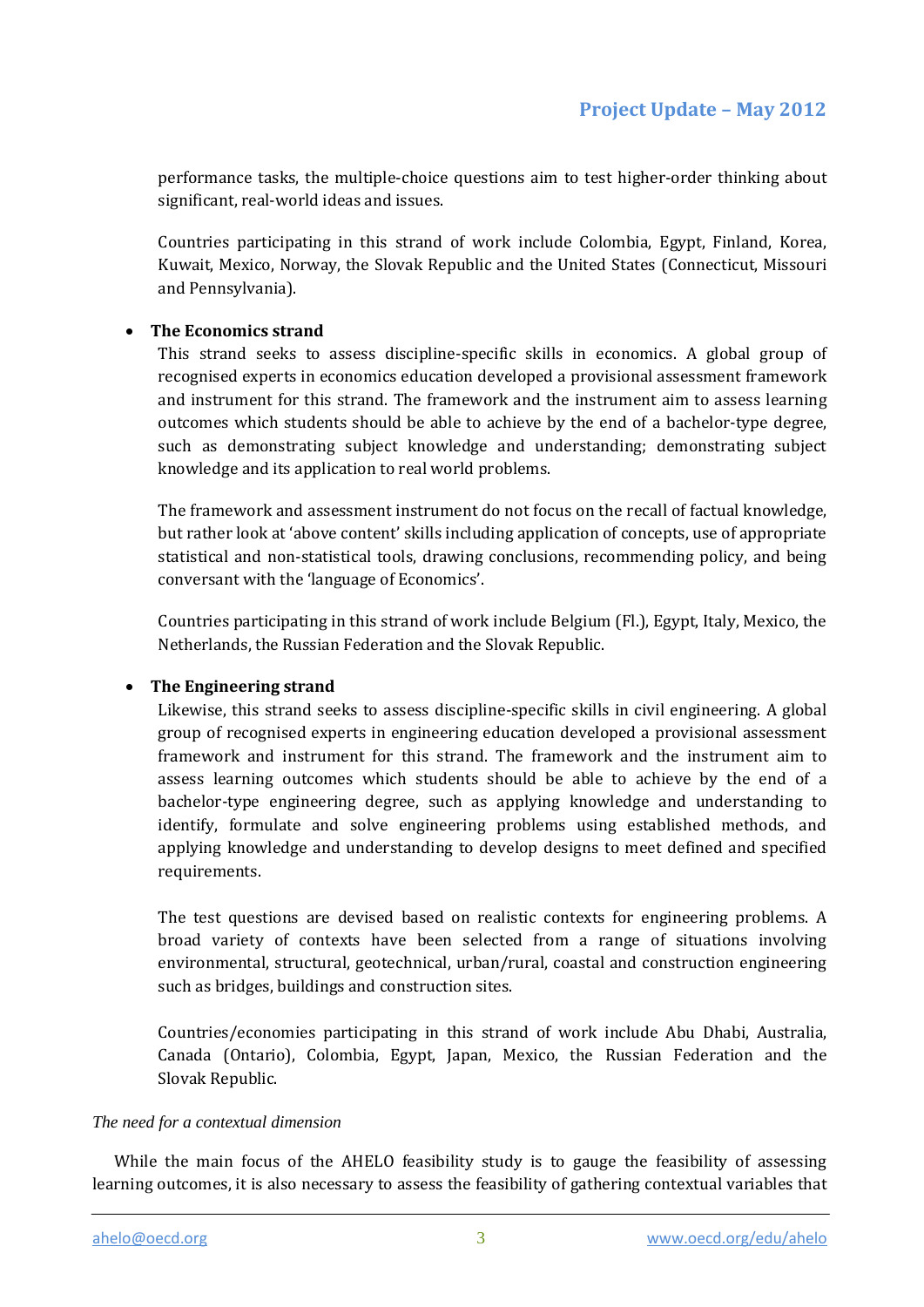performance tasks, the multiple-choice questions aim to test higher-order thinking about significant, real-world ideas and issues.

Countries participating in this strand of work include Colombia, Egypt, Finland, Korea, Kuwait, Mexico, Norway, the Slovak Republic and the United States (Connecticut, Missouri and Pennsylvania).

- **The Economics strand**

  This strand seeks to assess discipline-specific skills in economics. A global group of recognised experts in economics education developed a provisional assessment framework and instrument for this strand. The framework and the instrument aim to assess learning outcomes which students should be able to achieve by the end of a bachelor-type degree, such as demonstrating subject knowledge and understanding; demonstrating subject knowledge and its application to real world problems.

  The framework and assessment instrument do not focus on the recall of factual knowledge, but rather look at 'above content' skills including application of concepts, use of appropriate statistical and non-statistical tools, drawing conclusions, recommending policy, and being conversant with the 'language of Economics'.

  Countries participating in this strand of work include Belgium (Fl.), Egypt, Italy, Mexico, the Netherlands, the Russian Federation and the Slovak Republic.

- **The Engineering strand**

  Likewise, this strand seeks to assess discipline-specific skills in civil engineering. A global group of recognised experts in engineering education developed a provisional assessment framework and instrument for this strand. The framework and the instrument aim to assess learning outcomes which students should be able to achieve by the end of a bachelor-type engineering degree, such as applying knowledge and understanding to identify, formulate and solve engineering problems using established methods, and applying knowledge and understanding to develop designs to meet defined and specified requirements.

  The test questions are devised based on realistic contexts for engineering problems. A broad variety of contexts have been selected from a range of situations involving environmental, structural, geotechnical, urban/rural, coastal and construction engineering such as bridges, buildings and construction sites.

  Countries/economies participating in this strand of work include Abu Dhabi, Australia, Canada (Ontario), Colombia, Egypt, Japan, Mexico, the Russian Federation and the Slovak Republic.

*The need for a contextual dimension*

While the main focus of the AHELO feasibility study is to gauge the feasibility of assessing learning outcomes, it is also necessary to assess the feasibility of gathering contextual variables that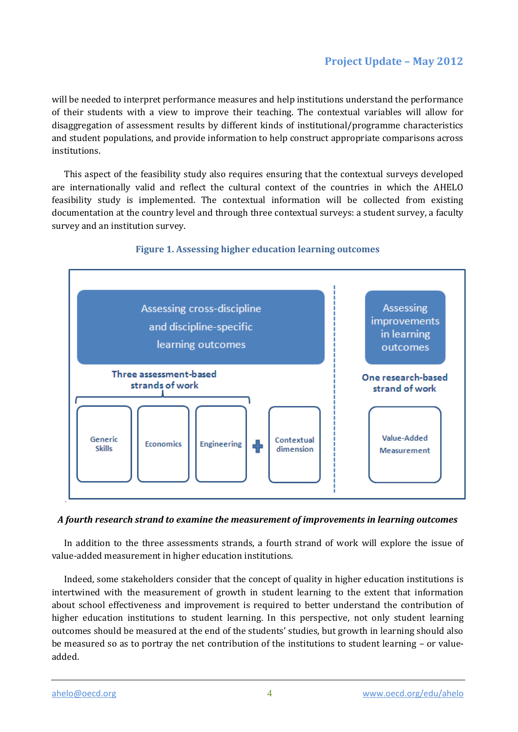will be needed to interpret performance measures and help institutions understand the performance of their students with a view to improve their teaching. The contextual variables will allow for disaggregation of assessment results by different kinds of institutional/programme characteristics and student populations, and provide information to help construct appropriate comparisons across institutions.

This aspect of the feasibility study also requires ensuring that the contextual surveys developed are internationally valid and reflect the cultural context of the countries in which the AHELO feasibility study is implemented. The contextual information will be collected from existing documentation at the country level and through three contextual surveys: a student survey, a faculty survey and an institution survey.

**Figure 1. Assessing higher education learning outcomes**

Assessing cross-discipline and discipline-specific learning outcomes

Three assessment-based strands of work

Generic Skills | Economics | Engineering + Contextual dimension

Assessing improvements in learning outcomes

One research-based strand of work

Value-Added Measurement

***A fourth research strand to examine the measurement of improvements in learning outcomes***

In addition to the three assessments strands, a fourth strand of work will explore the issue of value-added measurement in higher education institutions.

Indeed, some stakeholders consider that the concept of quality in higher education institutions is intertwined with the measurement of growth in student learning to the extent that information about school effectiveness and improvement is required to better understand the contribution of higher education institutions to student learning. In this perspective, not only student learning outcomes should be measured at the end of the students' studies, but growth in learning should also be measured so as to portray the net contribution of the institutions to student learning – or value-added.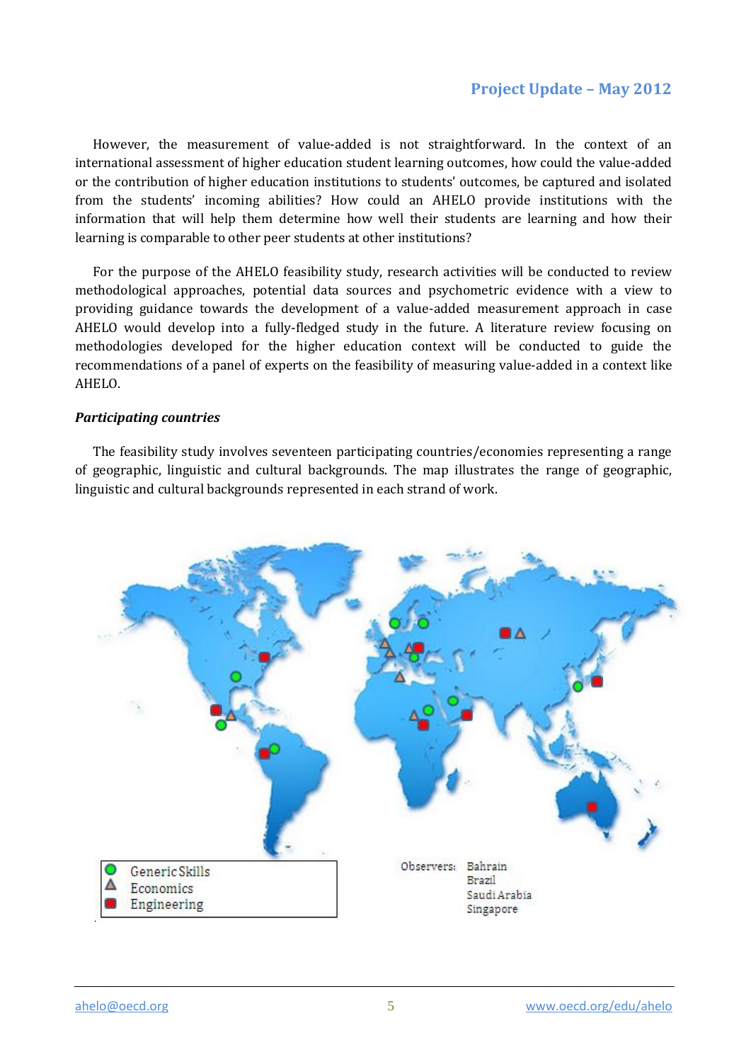However, the measurement of value-added is not straightforward. In the context of an international assessment of higher education student learning outcomes, how could the value-added or the contribution of higher education institutions to students' outcomes, be captured and isolated from the students' incoming abilities? How could an AHELO provide institutions with the information that will help them determine how well their students are learning and how their learning is comparable to other peer students at other institutions?

For the purpose of the AHELO feasibility study, research activities will be conducted to review methodological approaches, potential data sources and psychometric evidence with a view to providing guidance towards the development of a value-added measurement approach in case AHELO would develop into a fully-fledged study in the future. A literature review focusing on methodologies developed for the higher education context will be conducted to guide the recommendations of a panel of experts on the feasibility of measuring value-added in a context like AHELO.

***Participating countries***

The feasibility study involves seventeen participating countries/economies representing a range of geographic, linguistic and cultural backgrounds. The map illustrates the range of geographic, linguistic and cultural backgrounds represented in each strand of work.

- Generic Skills
- Economics
- Engineering

Observers: Bahrain, Brazil, Saudi Arabia, Singapore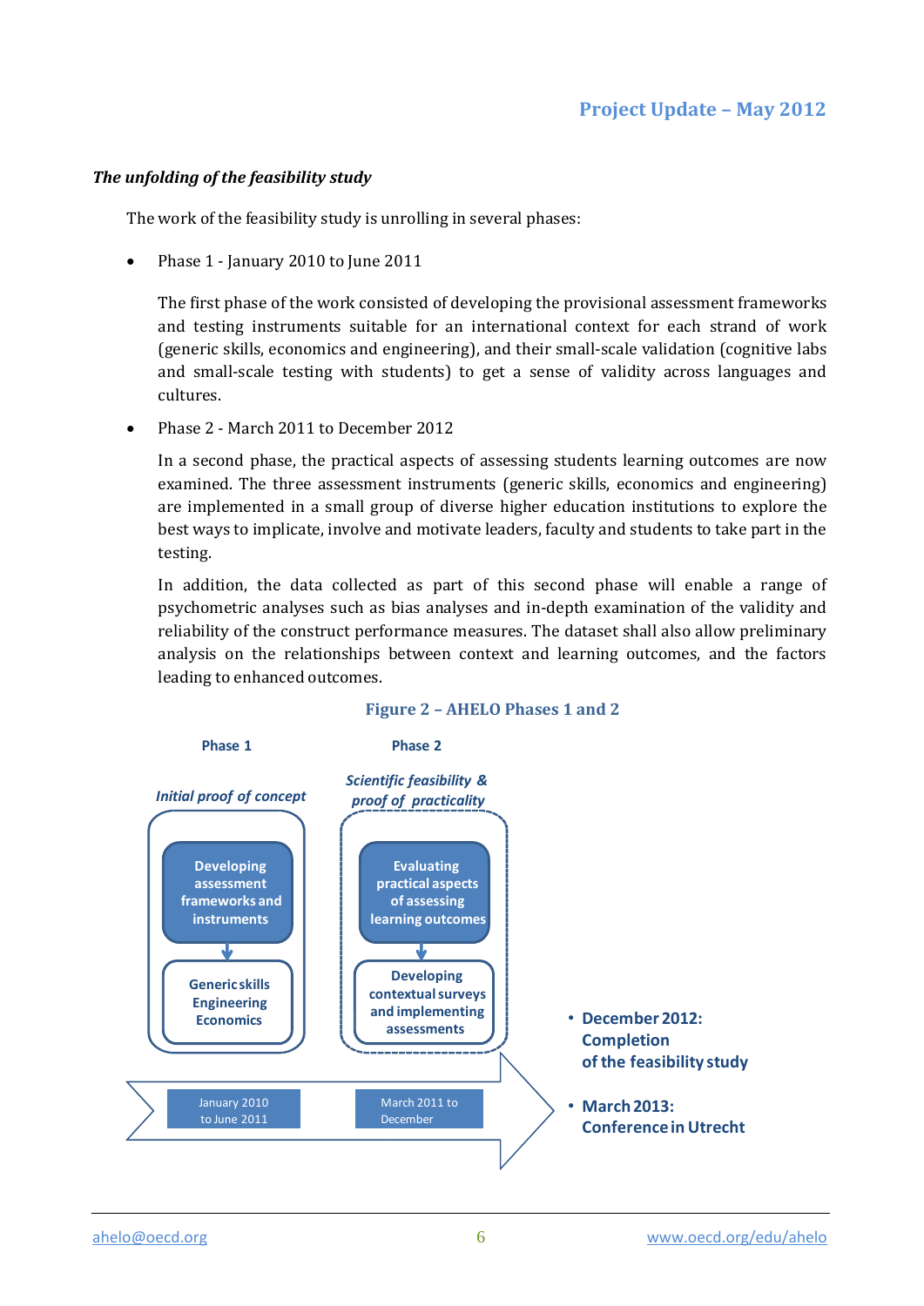### *The unfolding of the feasibility study*

The work of the feasibility study is unrolling in several phases:

- Phase 1 - January 2010 to June 2011

  The first phase of the work consisted of developing the provisional assessment frameworks and testing instruments suitable for an international context for each strand of work (generic skills, economics and engineering), and their small-scale validation (cognitive labs and small-scale testing with students) to get a sense of validity across languages and cultures.

- Phase 2 - March 2011 to December 2012

  In a second phase, the practical aspects of assessing students learning outcomes are now examined. The three assessment instruments (generic skills, economics and engineering) are implemented in a small group of diverse higher education institutions to explore the best ways to implicate, involve and motivate leaders, faculty and students to take part in the testing.

  In addition, the data collected as part of this second phase will enable a range of psychometric analyses such as bias analyses and in-depth examination of the validity and reliability of the construct performance measures. The dataset shall also allow preliminary analysis on the relationships between context and learning outcomes, and the factors leading to enhanced outcomes.

**Figure 2 – AHELO Phases 1 and 2**

**Phase 1**

*Initial proof of concept*

- Developing assessment frameworks and instruments
- Generic skills, Engineering, Economics

January 2010 to June 2011

**Phase 2**

*Scientific feasibility & proof of practicality*

- Evaluating practical aspects of assessing learning outcomes
- Developing contextual surveys and implementing assessments

March 2011 to December

- **December 2012: Completion of the feasibility study**
- **March 2013: Conference in Utrecht**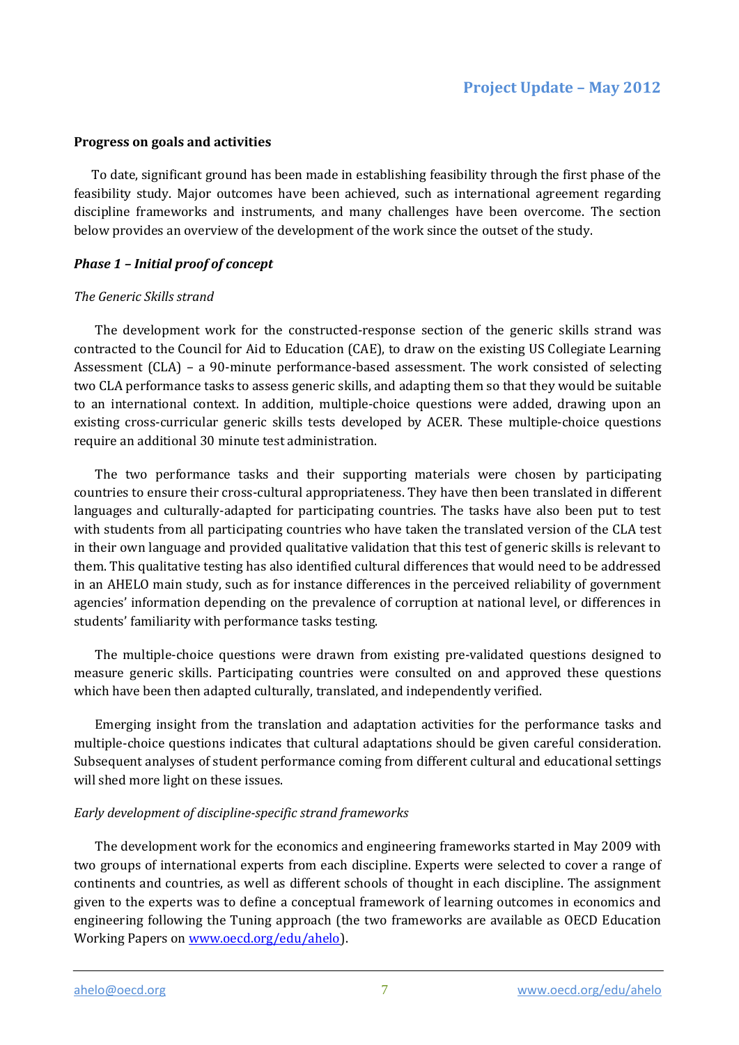### Progress on goals and activities

To date, significant ground has been made in establishing feasibility through the first phase of the feasibility study. Major outcomes have been achieved, such as international agreement regarding discipline frameworks and instruments, and many challenges have been overcome. The section below provides an overview of the development of the work since the outset of the study.

#### *Phase 1 – Initial proof of concept*

*The Generic Skills strand*

The development work for the constructed-response section of the generic skills strand was contracted to the Council for Aid to Education (CAE), to draw on the existing US Collegiate Learning Assessment (CLA) – a 90-minute performance-based assessment. The work consisted of selecting two CLA performance tasks to assess generic skills, and adapting them so that they would be suitable to an international context. In addition, multiple-choice questions were added, drawing upon an existing cross-curricular generic skills tests developed by ACER. These multiple-choice questions require an additional 30 minute test administration.

The two performance tasks and their supporting materials were chosen by participating countries to ensure their cross-cultural appropriateness. They have then been translated in different languages and culturally-adapted for participating countries. The tasks have also been put to test with students from all participating countries who have taken the translated version of the CLA test in their own language and provided qualitative validation that this test of generic skills is relevant to them. This qualitative testing has also identified cultural differences that would need to be addressed in an AHELO main study, such as for instance differences in the perceived reliability of government agencies' information depending on the prevalence of corruption at national level, or differences in students' familiarity with performance tasks testing.

The multiple-choice questions were drawn from existing pre-validated questions designed to measure generic skills. Participating countries were consulted on and approved these questions which have been then adapted culturally, translated, and independently verified.

Emerging insight from the translation and adaptation activities for the performance tasks and multiple-choice questions indicates that cultural adaptations should be given careful consideration. Subsequent analyses of student performance coming from different cultural and educational settings will shed more light on these issues.

*Early development of discipline-specific strand frameworks*

The development work for the economics and engineering frameworks started in May 2009 with two groups of international experts from each discipline. Experts were selected to cover a range of continents and countries, as well as different schools of thought in each discipline. The assignment given to the experts was to define a conceptual framework of learning outcomes in economics and engineering following the Tuning approach (the two frameworks are available as OECD Education Working Papers on www.oecd.org/edu/ahelo).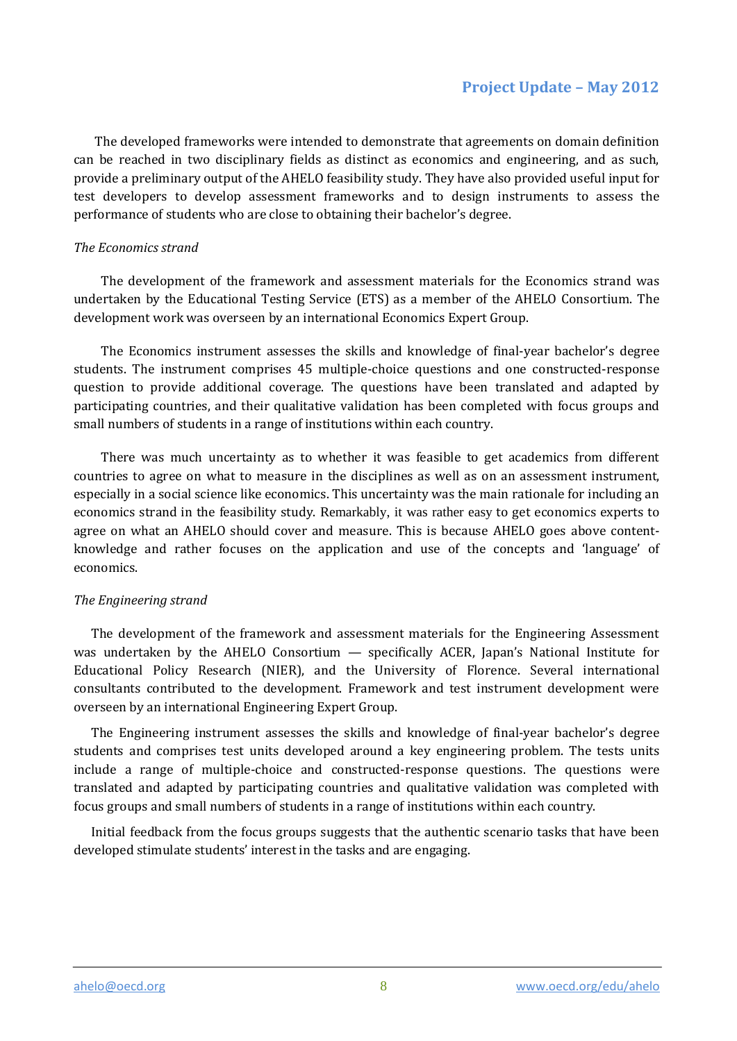The developed frameworks were intended to demonstrate that agreements on domain definition can be reached in two disciplinary fields as distinct as economics and engineering, and as such, provide a preliminary output of the AHELO feasibility study. They have also provided useful input for test developers to develop assessment frameworks and to design instruments to assess the performance of students who are close to obtaining their bachelor's degree.

*The Economics strand*

The development of the framework and assessment materials for the Economics strand was undertaken by the Educational Testing Service (ETS) as a member of the AHELO Consortium. The development work was overseen by an international Economics Expert Group.

The Economics instrument assesses the skills and knowledge of final-year bachelor's degree students. The instrument comprises 45 multiple-choice questions and one constructed-response question to provide additional coverage. The questions have been translated and adapted by participating countries, and their qualitative validation has been completed with focus groups and small numbers of students in a range of institutions within each country.

There was much uncertainty as to whether it was feasible to get academics from different countries to agree on what to measure in the disciplines as well as on an assessment instrument, especially in a social science like economics. This uncertainty was the main rationale for including an economics strand in the feasibility study. Remarkably, it was rather easy to get economics experts to agree on what an AHELO should cover and measure. This is because AHELO goes above content-knowledge and rather focuses on the application and use of the concepts and 'language' of economics.

*The Engineering strand*

The development of the framework and assessment materials for the Engineering Assessment was undertaken by the AHELO Consortium — specifically ACER, Japan's National Institute for Educational Policy Research (NIER), and the University of Florence. Several international consultants contributed to the development. Framework and test instrument development were overseen by an international Engineering Expert Group.

The Engineering instrument assesses the skills and knowledge of final-year bachelor's degree students and comprises test units developed around a key engineering problem. The tests units include a range of multiple-choice and constructed-response questions. The questions were translated and adapted by participating countries and qualitative validation was completed with focus groups and small numbers of students in a range of institutions within each country.

Initial feedback from the focus groups suggests that the authentic scenario tasks that have been developed stimulate students' interest in the tasks and are engaging.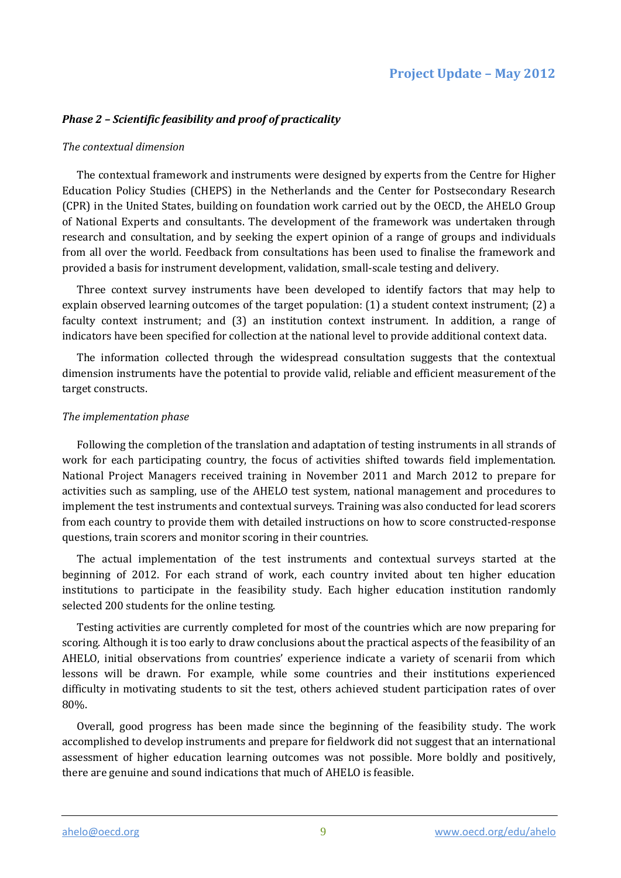### *Phase 2 – Scientific feasibility and proof of practicality*

*The contextual dimension*

The contextual framework and instruments were designed by experts from the Centre for Higher Education Policy Studies (CHEPS) in the Netherlands and the Center for Postsecondary Research (CPR) in the United States, building on foundation work carried out by the OECD, the AHELO Group of National Experts and consultants. The development of the framework was undertaken through research and consultation, and by seeking the expert opinion of a range of groups and individuals from all over the world. Feedback from consultations has been used to finalise the framework and provided a basis for instrument development, validation, small-scale testing and delivery.

Three context survey instruments have been developed to identify factors that may help to explain observed learning outcomes of the target population: (1) a student context instrument; (2) a faculty context instrument; and (3) an institution context instrument. In addition, a range of indicators have been specified for collection at the national level to provide additional context data.

The information collected through the widespread consultation suggests that the contextual dimension instruments have the potential to provide valid, reliable and efficient measurement of the target constructs.

*The implementation phase*

Following the completion of the translation and adaptation of testing instruments in all strands of work for each participating country, the focus of activities shifted towards field implementation. National Project Managers received training in November 2011 and March 2012 to prepare for activities such as sampling, use of the AHELO test system, national management and procedures to implement the test instruments and contextual surveys. Training was also conducted for lead scorers from each country to provide them with detailed instructions on how to score constructed-response questions, train scorers and monitor scoring in their countries.

The actual implementation of the test instruments and contextual surveys started at the beginning of 2012. For each strand of work, each country invited about ten higher education institutions to participate in the feasibility study. Each higher education institution randomly selected 200 students for the online testing.

Testing activities are currently completed for most of the countries which are now preparing for scoring. Although it is too early to draw conclusions about the practical aspects of the feasibility of an AHELO, initial observations from countries' experience indicate a variety of scenarii from which lessons will be drawn. For example, while some countries and their institutions experienced difficulty in motivating students to sit the test, others achieved student participation rates of over 80%.

Overall, good progress has been made since the beginning of the feasibility study. The work accomplished to develop instruments and prepare for fieldwork did not suggest that an international assessment of higher education learning outcomes was not possible. More boldly and positively, there are genuine and sound indications that much of AHELO is feasible.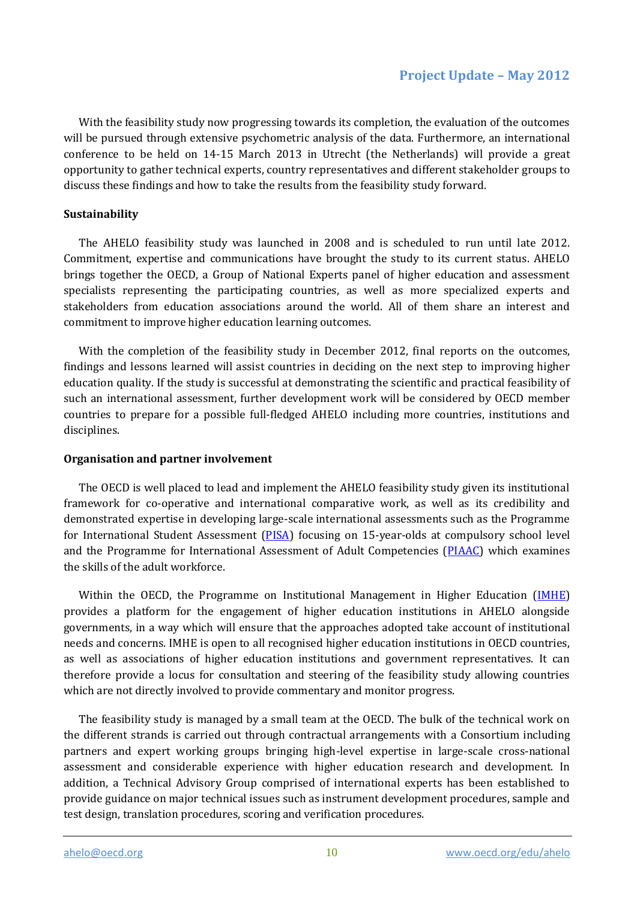With the feasibility study now progressing towards its completion, the evaluation of the outcomes will be pursued through extensive psychometric analysis of the data. Furthermore, an international conference to be held on 14-15 March 2013 in Utrecht (the Netherlands) will provide a great opportunity to gather technical experts, country representatives and different stakeholder groups to discuss these findings and how to take the results from the feasibility study forward.

**Sustainability**

The AHELO feasibility study was launched in 2008 and is scheduled to run until late 2012. Commitment, expertise and communications have brought the study to its current status. AHELO brings together the OECD, a Group of National Experts panel of higher education and assessment specialists representing the participating countries, as well as more specialized experts and stakeholders from education associations around the world. All of them share an interest and commitment to improve higher education learning outcomes.

With the completion of the feasibility study in December 2012, final reports on the outcomes, findings and lessons learned will assist countries in deciding on the next step to improving higher education quality. If the study is successful at demonstrating the scientific and practical feasibility of such an international assessment, further development work will be considered by OECD member countries to prepare for a possible full-fledged AHELO including more countries, institutions and disciplines.

**Organisation and partner involvement**

The OECD is well placed to lead and implement the AHELO feasibility study given its institutional framework for co-operative and international comparative work, as well as its credibility and demonstrated expertise in developing large-scale international assessments such as the Programme for International Student Assessment (PISA) focusing on 15-year-olds at compulsory school level and the Programme for International Assessment of Adult Competencies (PIAAC) which examines the skills of the adult workforce.

Within the OECD, the Programme on Institutional Management in Higher Education (IMHE) provides a platform for the engagement of higher education institutions in AHELO alongside governments, in a way which will ensure that the approaches adopted take account of institutional needs and concerns. IMHE is open to all recognised higher education institutions in OECD countries, as well as associations of higher education institutions and government representatives. It can therefore provide a locus for consultation and steering of the feasibility study allowing countries which are not directly involved to provide commentary and monitor progress.

The feasibility study is managed by a small team at the OECD. The bulk of the technical work on the different strands is carried out through contractual arrangements with a Consortium including partners and expert working groups bringing high-level expertise in large-scale cross-national assessment and considerable experience with higher education research and development. In addition, a Technical Advisory Group comprised of international experts has been established to provide guidance on major technical issues such as instrument development procedures, sample and test design, translation procedures, scoring and verification procedures.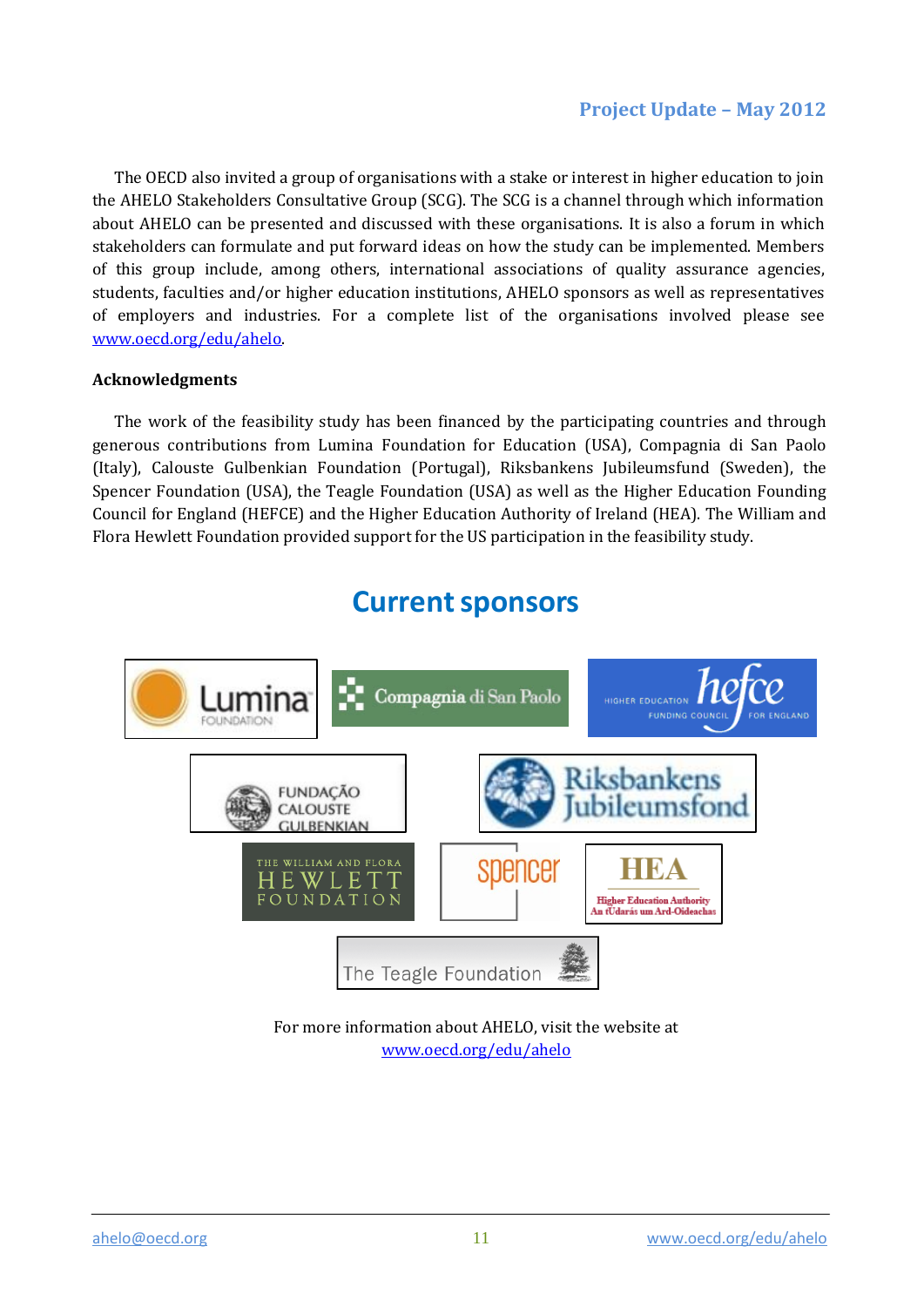The OECD also invited a group of organisations with a stake or interest in higher education to join the AHELO Stakeholders Consultative Group (SCG). The SCG is a channel through which information about AHELO can be presented and discussed with these organisations. It is also a forum in which stakeholders can formulate and put forward ideas on how the study can be implemented. Members of this group include, among others, international associations of quality assurance agencies, students, faculties and/or higher education institutions, AHELO sponsors as well as representatives of employers and industries. For a complete list of the organisations involved please see www.oecd.org/edu/ahelo.

**Acknowledgments**

The work of the feasibility study has been financed by the participating countries and through generous contributions from Lumina Foundation for Education (USA), Compagnia di San Paolo (Italy), Calouste Gulbenkian Foundation (Portugal), Riksbankens Jubileumsfund (Sweden), the Spencer Foundation (USA), the Teagle Foundation (USA) as well as the Higher Education Founding Council for England (HEFCE) and the Higher Education Authority of Ireland (HEA). The William and Flora Hewlett Foundation provided support for the US participation in the feasibility study.

## Current sponsors

Lumina Foundation

Compagnia di San Paolo

Higher Education Funding Council for England hefce

Fundação Calouste Gulbenkian

Riksbankens Jubileumsfond

The William and Flora Hewlett Foundation

Spencer

HEA Higher Education Authority An tÚdarás um Ard-Oideachas

The Teagle Foundation

For more information about AHELO, visit the website at
www.oecd.org/edu/ahelo